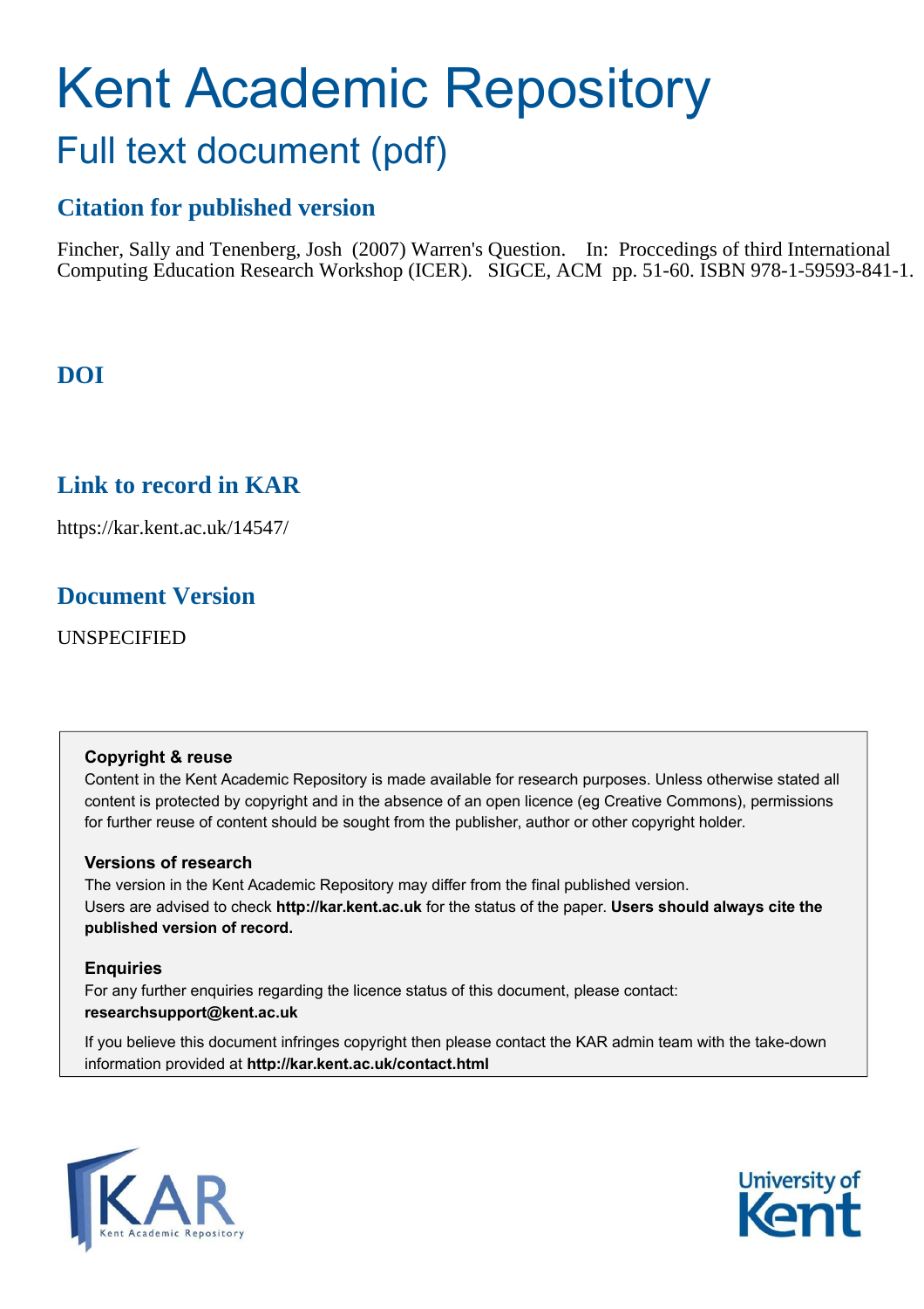# Kent Academic Repository

## Full text document (pdf)

### Citation for published version

Fincher, Sally and Tenenberg, Josh (2007) Warren's Question. In: Proccedings of third International Computing Education Research Workshop (ICER). SIGCE, ACM pp. 51-60. ISBN 978-1-59593-841-1.

### DOI

### Link to record in KAR

https://kar.kent.ac.uk/14547/

### Document Version

UNSPECIFIED

**Copyright & reuse**

Content in the Kent Academic Repository is made available for research purposes. Unless otherwise stated all content is protected by copyright and in the absence of an open licence (eg Creative Commons), permissions for further reuse of content should be sought from the publisher, author or other copyright holder.

**Versions of research**

The version in the Kent Academic Repository may differ from the final published version. Users are advised to check **http://kar.kent.ac.uk** for the status of the paper. **Users should always cite the published version of record.**

**Enquiries**

For any further enquiries regarding the licence status of this document, please contact: **researchsupport@kent.ac.uk**

If you believe this document infringes copyright then please contact the KAR admin team with the take-down information provided at **http://kar.kent.ac.uk/contact.html**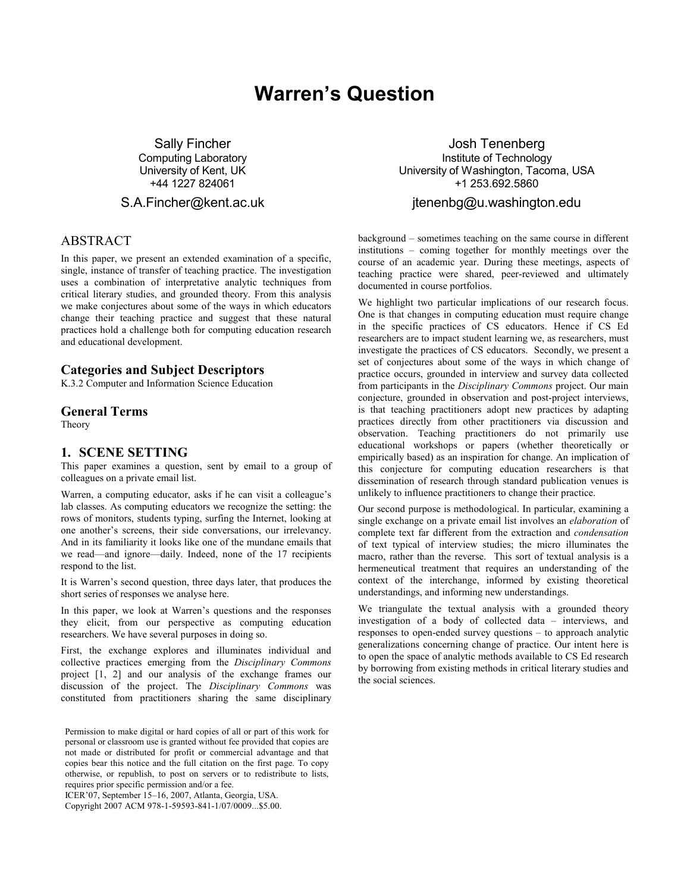# Warren's Question

Sally Fincher  
Computing Laboratory  
University of Kent, UK  
+44 1227 824061  
S.A.Fincher@kent.ac.uk

Josh Tenenberg  
Institute of Technology  
University of Washington, Tacoma, USA  
+1 253.692.5860  
jtenenbg@u.washington.edu

## ABSTRACT

In this paper, we present an extended examination of a specific, single, instance of transfer of teaching practice. The investigation uses a combination of interpretative analytic techniques from critical literary studies, and grounded theory. From this analysis we make conjectures about some of the ways in which educators change their teaching practice and suggest that these natural practices hold a challenge both for computing education research and educational development.

### Categories and Subject Descriptors

K.3.2 Computer and Information Science Education

### General Terms

Theory

## 1. SCENE SETTING

This paper examines a question, sent by email to a group of colleagues on a private email list.

Warren, a computing educator, asks if he can visit a colleague's lab classes. As computing educators we recognize the setting: the rows of monitors, students typing, surfing the Internet, looking at one another's screens, their side conversations, our irrelevancy. And in its familiarity it looks like one of the mundane emails that we read—and ignore—daily. Indeed, none of the 17 recipients respond to the list.

It is Warren's second question, three days later, that produces the short series of responses we analyse here.

In this paper, we look at Warren's questions and the responses they elicit, from our perspective as computing education researchers. We have several purposes in doing so.

First, the exchange explores and illuminates individual and collective practices emerging from the *Disciplinary Commons* project [1, 2] and our analysis of the exchange frames our discussion of the project. The *Disciplinary Commons* was constituted from practitioners sharing the same disciplinary background – sometimes teaching on the same course in different institutions – coming together for monthly meetings over the course of an academic year. During these meetings, aspects of teaching practice were shared, peer-reviewed and ultimately documented in course portfolios.

We highlight two particular implications of our research focus. One is that changes in computing education must require change in the specific practices of CS educators. Hence if CS Ed researchers are to impact student learning we, as researchers, must investigate the practices of CS educators. Secondly, we present a set of conjectures about some of the ways in which change of practice occurs, grounded in interview and survey data collected from participants in the *Disciplinary Commons* project. Our main conjecture, grounded in observation and post-project interviews, is that teaching practitioners adopt new practices by adapting practices directly from other practitioners via discussion and observation. Teaching practitioners do not primarily use educational workshops or papers (whether theoretically or empirically based) as an inspiration for change. An implication of this conjecture for computing education researchers is that dissemination of research through standard publication venues is unlikely to influence practitioners to change their practice.

Our second purpose is methodological. In particular, examining a single exchange on a private email list involves an *elaboration* of complete text far different from the extraction and *condensation* of text typical of interview studies; the micro illuminates the macro, rather than the reverse. This sort of textual analysis is a hermeneutical treatment that requires an understanding of the context of the interchange, informed by existing theoretical understandings, and informing new understandings.

We triangulate the textual analysis with a grounded theory investigation of a body of collected data – interviews, and responses to open-ended survey questions – to approach analytic generalizations concerning change of practice. Our intent here is to open the space of analytic methods available to CS Ed research by borrowing from existing methods in critical literary studies and the social sciences.

Permission to make digital or hard copies of all or part of this work for personal or classroom use is granted without fee provided that copies are not made or distributed for profit or commercial advantage and that copies bear this notice and the full citation on the first page. To copy otherwise, or republish, to post on servers or to redistribute to lists, requires prior specific permission and/or a fee.  
ICER'07, September 15–16, 2007, Atlanta, Georgia, USA.  
Copyright 2007 ACM 978-1-59593-841-1/07/0009...$5.00.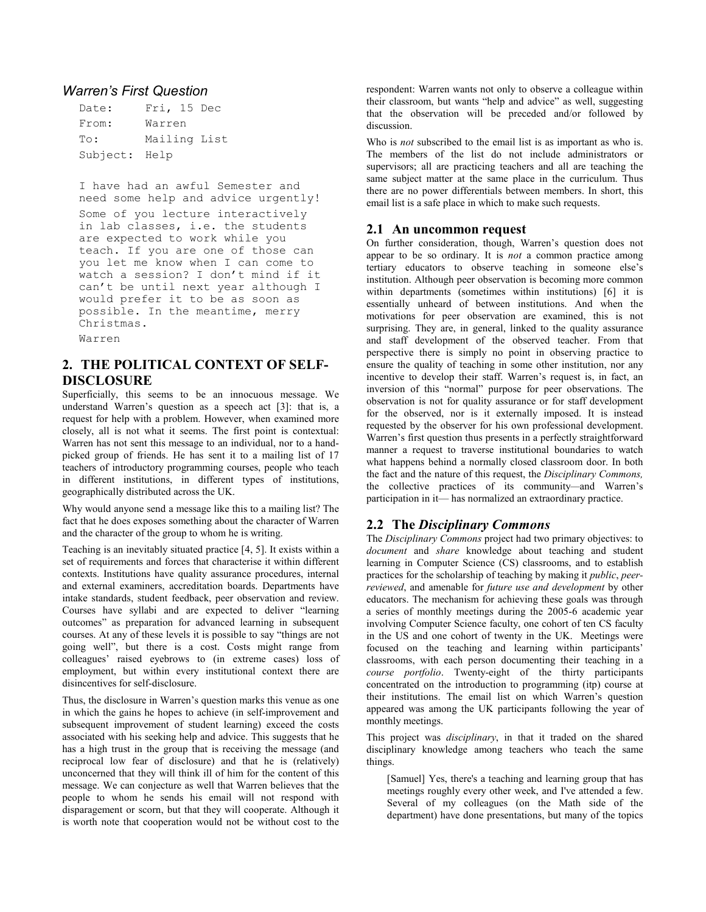*Warren's First Question*

```
Date:     Fri, 15 Dec
From:     Warren
To:       Mailing List
Subject:  Help

I have had an awful Semester and
need some help and advice urgently!
Some of you lecture interactively
in lab classes, i.e. the students
are expected to work while you
teach. If you are one of those can
you let me know when I can come to
watch a session? I don't mind if it
can't be until next year although I
would prefer it to be as soon as
possible. In the meantime, merry
Christmas.
Warren
```

## 2. THE POLITICAL CONTEXT OF SELF-DISCLOSURE

Superficially, this seems to be an innocuous message. We understand Warren's question as a speech act [3]: that is, a request for help with a problem. However, when examined more closely, all is not what it seems. The first point is contextual: Warren has not sent this message to an individual, nor to a hand-picked group of friends. He has sent it to a mailing list of 17 teachers of introductory programming courses, people who teach in different institutions, in different types of institutions, geographically distributed across the UK.

Why would anyone send a message like this to a mailing list? The fact that he does exposes something about the character of Warren and the character of the group to whom he is writing.

Teaching is an inevitably situated practice [4, 5]. It exists within a set of requirements and forces that characterise it within different contexts. Institutions have quality assurance procedures, internal and external examiners, accreditation boards. Departments have intake standards, student feedback, peer observation and review. Courses have syllabi and are expected to deliver "learning outcomes" as preparation for advanced learning in subsequent courses. At any of these levels it is possible to say "things are not going well", but there is a cost. Costs might range from colleagues' raised eyebrows to (in extreme cases) loss of employment, but within every institutional context there are disincentives for self-disclosure.

Thus, the disclosure in Warren's question marks this venue as one in which the gains he hopes to achieve (in self-improvement and subsequent improvement of student learning) exceed the costs associated with his seeking help and advice. This suggests that he has a high trust in the group that is receiving the message (and reciprocal low fear of disclosure) and that he is (relatively) unconcerned that they will think ill of him for the content of this message. We can conjecture as well that Warren believes that the people to whom he sends his email will not respond with disparagement or scorn, but that they will cooperate. Although it is worth note that cooperation would not be without cost to the respondent: Warren wants not only to observe a colleague within their classroom, but wants "help and advice" as well, suggesting that the observation will be preceded and/or followed by discussion.

Who is *not* subscribed to the email list is as important as who is. The members of the list do not include administrators or supervisors; all are practicing teachers and all are teaching the same subject matter at the same place in the curriculum. Thus there are no power differentials between members. In short, this email list is a safe place in which to make such requests.

### 2.1 An uncommon request

On further consideration, though, Warren's question does not appear to be so ordinary. It is *not* a common practice among tertiary educators to observe teaching in someone else's institution. Although peer observation is becoming more common within departments (sometimes within institutions) [6] it is essentially unheard of between institutions. And when the motivations for peer observation are examined, this is not surprising. They are, in general, linked to the quality assurance and staff development of the observed teacher. From that perspective there is simply no point in observing practice to ensure the quality of teaching in some other institution, nor any incentive to develop their staff. Warren's request is, in fact, an inversion of this "normal" purpose for peer observations. The observation is not for quality assurance or for staff development for the observed, nor is it externally imposed. It is instead requested by the observer for his own professional development. Warren's first question thus presents in a perfectly straightforward manner a request to traverse institutional boundaries to watch what happens behind a normally closed classroom door. In both the fact and the nature of this request, the *Disciplinary Commons,* the collective practices of its community—and Warren's participation in it— has normalized an extraordinary practice.

### 2.2 The *Disciplinary Commons*

The *Disciplinary Commons* project had two primary objectives: to *document* and *share* knowledge about teaching and student learning in Computer Science (CS) classrooms, and to establish practices for the scholarship of teaching by making it *public*, *peer-reviewed*, and amenable for *future use and development* by other educators. The mechanism for achieving these goals was through a series of monthly meetings during the 2005-6 academic year involving Computer Science faculty, one cohort of ten CS faculty in the US and one cohort of twenty in the UK. Meetings were focused on the teaching and learning within participants' classrooms, with each person documenting their teaching in a *course portfolio*. Twenty-eight of the thirty participants concentrated on the introduction to programming (itp) course at their institutions. The email list on which Warren's question appeared was among the UK participants following the year of monthly meetings.

This project was *disciplinary*, in that it traded on the shared disciplinary knowledge among teachers who teach the same things.

> [Samuel] Yes, there's a teaching and learning group that has meetings roughly every other week, and I've attended a few. Several of my colleagues (on the Math side of the department) have done presentations, but many of the topics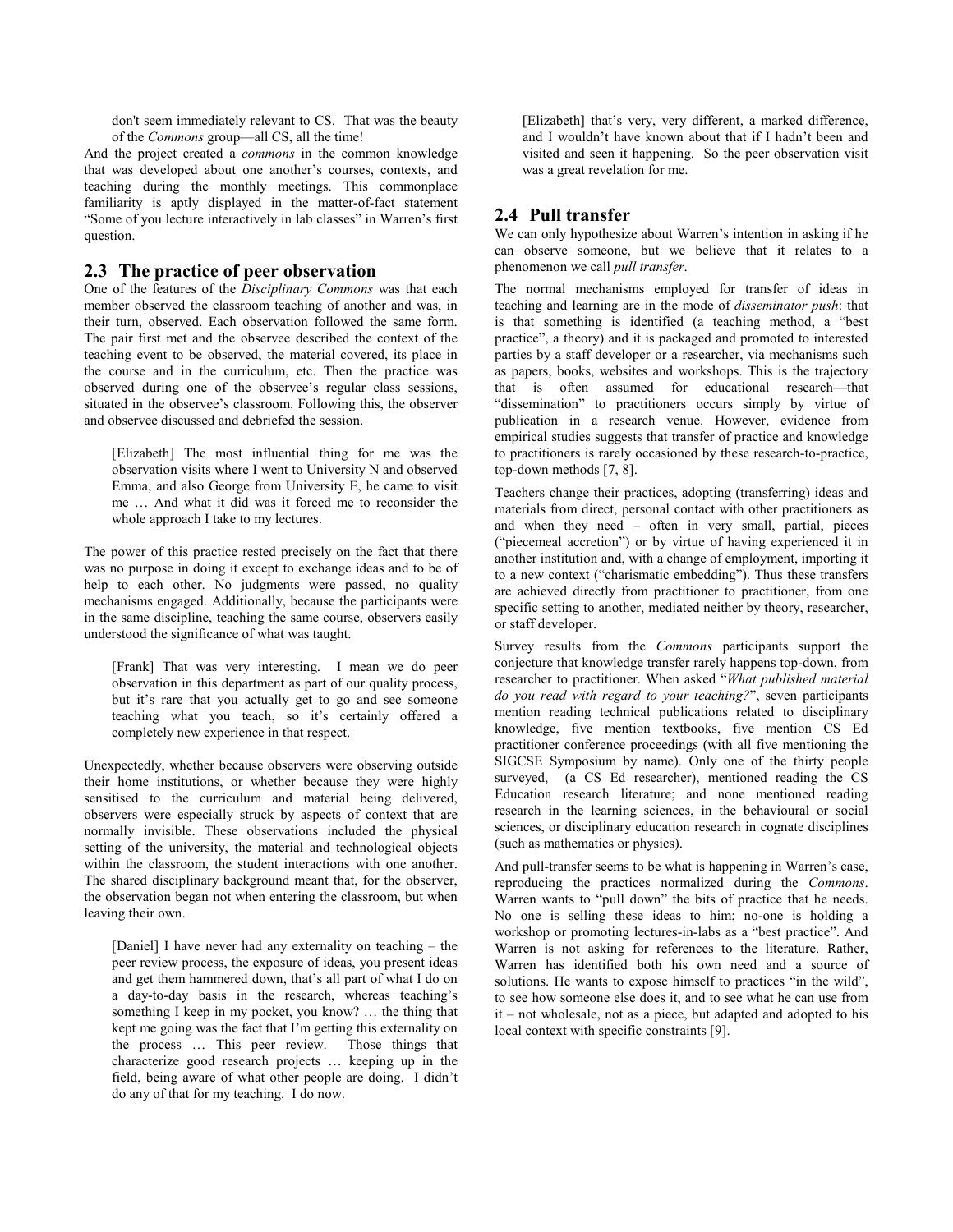don't seem immediately relevant to CS. That was the beauty of the *Commons* group—all CS, all the time!

And the project created a *commons* in the common knowledge that was developed about one another's courses, contexts, and teaching during the monthly meetings. This commonplace familiarity is aptly displayed in the matter-of-fact statement "Some of you lecture interactively in lab classes" in Warren's first question.

## 2.3 The practice of peer observation

One of the features of the *Disciplinary Commons* was that each member observed the classroom teaching of another and was, in their turn, observed. Each observation followed the same form. The pair first met and the observee described the context of the teaching event to be observed, the material covered, its place in the course and in the curriculum, etc. Then the practice was observed during one of the observee's regular class sessions, situated in the observee's classroom. Following this, the observer and observee discussed and debriefed the session.

> [Elizabeth] The most influential thing for me was the observation visits where I went to University N and observed Emma, and also George from University E, he came to visit me … And what it did was it forced me to reconsider the whole approach I take to my lectures.

The power of this practice rested precisely on the fact that there was no purpose in doing it except to exchange ideas and to be of help to each other. No judgments were passed, no quality mechanisms engaged. Additionally, because the participants were in the same discipline, teaching the same course, observers easily understood the significance of what was taught.

> [Frank] That was very interesting. I mean we do peer observation in this department as part of our quality process, but it's rare that you actually get to go and see someone teaching what you teach, so it's certainly offered a completely new experience in that respect.

Unexpectedly, whether because observers were observing outside their home institutions, or whether because they were highly sensitised to the curriculum and material being delivered, observers were especially struck by aspects of context that are normally invisible. These observations included the physical setting of the university, the material and technological objects within the classroom, the student interactions with one another. The shared disciplinary background meant that, for the observer, the observation began not when entering the classroom, but when leaving their own.

> [Daniel] I have never had any externality on teaching – the peer review process, the exposure of ideas, you present ideas and get them hammered down, that's all part of what I do on a day-to-day basis in the research, whereas teaching's something I keep in my pocket, you know? … the thing that kept me going was the fact that I'm getting this externality on the process … This peer review. Those things that characterize good research projects … keeping up in the field, being aware of what other people are doing. I didn't do any of that for my teaching. I do now.

> [Elizabeth] that's very, very different, a marked difference, and I wouldn't have known about that if I hadn't been and visited and seen it happening. So the peer observation visit was a great revelation for me.

## 2.4 Pull transfer

We can only hypothesize about Warren's intention in asking if he can observe someone, but we believe that it relates to a phenomenon we call *pull transfer*.

The normal mechanisms employed for transfer of ideas in teaching and learning are in the mode of *disseminator push*: that is that something is identified (a teaching method, a "best practice", a theory) and it is packaged and promoted to interested parties by a staff developer or a researcher, via mechanisms such as papers, books, websites and workshops. This is the trajectory that is often assumed for educational research—that "dissemination" to practitioners occurs simply by virtue of publication in a research venue. However, evidence from empirical studies suggests that transfer of practice and knowledge to practitioners is rarely occasioned by these research-to-practice, top-down methods [7, 8].

Teachers change their practices, adopting (transferring) ideas and materials from direct, personal contact with other practitioners as and when they need – often in very small, partial, pieces ("piecemeal accretion") or by virtue of having experienced it in another institution and, with a change of employment, importing it to a new context ("charismatic embedding"). Thus these transfers are achieved directly from practitioner to practitioner, from one specific setting to another, mediated neither by theory, researcher, or staff developer.

Survey results from the *Commons* participants support the conjecture that knowledge transfer rarely happens top-down, from researcher to practitioner. When asked "*What published material do you read with regard to your teaching?*", seven participants mention reading technical publications related to disciplinary knowledge, five mention textbooks, five mention CS Ed practitioner conference proceedings (with all five mentioning the SIGCSE Symposium by name). Only one of the thirty people surveyed, (a CS Ed researcher), mentioned reading the CS Education research literature; and none mentioned reading research in the learning sciences, in the behavioural or social sciences, or disciplinary education research in cognate disciplines (such as mathematics or physics).

And pull-transfer seems to be what is happening in Warren's case, reproducing the practices normalized during the *Commons*. Warren wants to "pull down" the bits of practice that he needs. No one is selling these ideas to him; no-one is holding a workshop or promoting lectures-in-labs as a "best practice". And Warren is not asking for references to the literature. Rather, Warren has identified both his own need and a source of solutions. He wants to expose himself to practices "in the wild", to see how someone else does it, and to see what he can use from it – not wholesale, not as a piece, but adapted and adopted to his local context with specific constraints [9].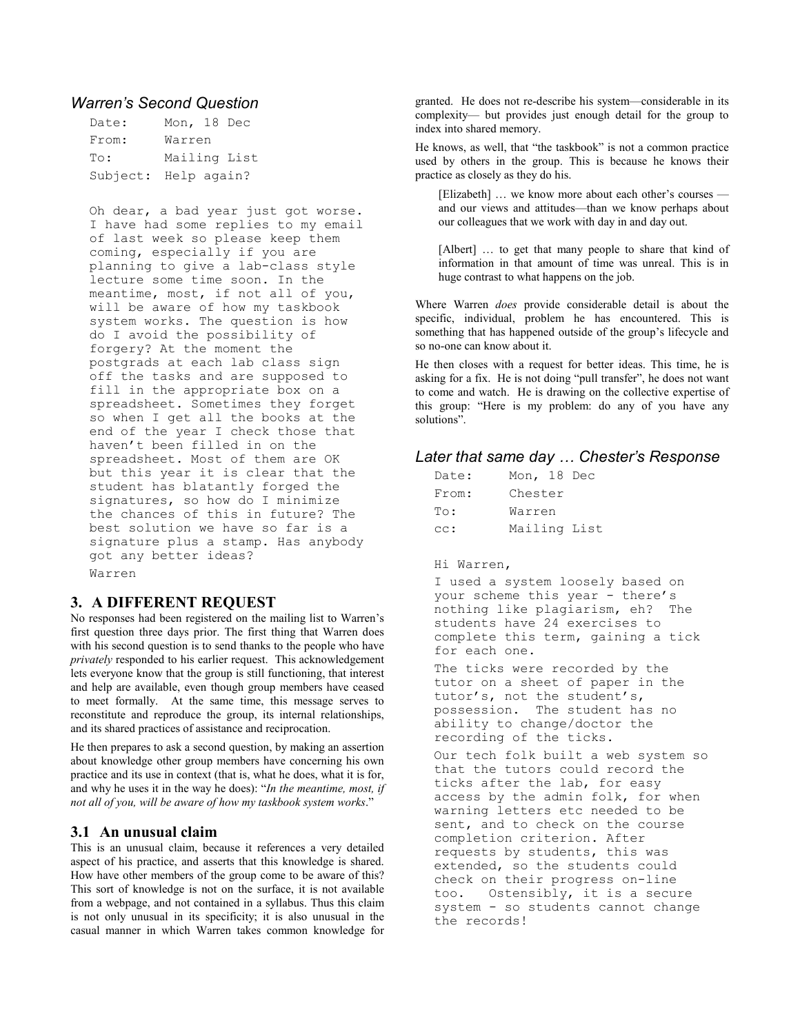### Warren's Second Question

```
Date:     Mon, 18 Dec
From:     Warren
To:       Mailing List
Subject:  Help again?
```

```
Oh dear, a bad year just got worse.
I have had some replies to my email
of last week so please keep them
coming, especially if you are
planning to give a lab-class style
lecture some time soon. In the
meantime, most, if not all of you,
will be aware of how my taskbook
system works. The question is how
do I avoid the possibility of
forgery? At the moment the
postgrads at each lab class sign
off the tasks and are supposed to
fill in the appropriate box on a
spreadsheet. Sometimes they forget
so when I get all the books at the
end of the year I check those that
haven't been filled in on the
spreadsheet. Most of them are OK
but this year it is clear that the
student has blatantly forged the
signatures, so how do I minimize
the chances of this in future? The
best solution we have so far is a
signature plus a stamp. Has anybody
got any better ideas?
Warren
```

## 3. A DIFFERENT REQUEST

No responses had been registered on the mailing list to Warren's first question three days prior. The first thing that Warren does with his second question is to send thanks to the people who have *privately* responded to his earlier request. This acknowledgement lets everyone know that the group is still functioning, that interest and help are available, even though group members have ceased to meet formally. At the same time, this message serves to reconstitute and reproduce the group, its internal relationships, and its shared practices of assistance and reciprocation.

He then prepares to ask a second question, by making an assertion about knowledge other group members have concerning his own practice and its use in context (that is, what he does, what it is for, and why he uses it in the way he does): "*In the meantime, most, if not all of you, will be aware of how my taskbook system works*."

### 3.1 An unusual claim

This is an unusual claim, because it references a very detailed aspect of his practice, and asserts that this knowledge is shared. How have other members of the group come to be aware of this? This sort of knowledge is not on the surface, it is not available from a webpage, and not contained in a syllabus. Thus this claim is not only unusual in its specificity; it is also unusual in the casual manner in which Warren takes common knowledge for granted. He does not re-describe his system—considerable in its complexity— but provides just enough detail for the group to index into shared memory.

He knows, as well, that "the taskbook" is not a common practice used by others in the group. This is because he knows their practice as closely as they do his.

> [Elizabeth] … we know more about each other's courses — and our views and attitudes—than we know perhaps about our colleagues that we work with day in and day out.

> [Albert] … to get that many people to share that kind of information in that amount of time was unreal. This is in huge contrast to what happens on the job.

Where Warren *does* provide considerable detail is about the specific, individual, problem he has encountered. This is something that has happened outside of the group's lifecycle and so no-one can know about it.

He then closes with a request for better ideas. This time, he is asking for a fix. He is not doing "pull transfer", he does not want to come and watch. He is drawing on the collective expertise of this group: "Here is my problem: do any of you have any solutions".

### Later that same day … Chester's Response

```
Date:     Mon, 18 Dec
From:     Chester
To:       Warren
cc:       Mailing List
```

```
Hi Warren,
I used a system loosely based on
your scheme this year - there's
nothing like plagiarism, eh?  The
students have 24 exercises to
complete this term, gaining a tick
for each one.
The ticks were recorded by the
tutor on a sheet of paper in the
tutor's, not the student's,
possession.  The student has no
ability to change/doctor the
recording of the ticks.
Our tech folk built a web system so
that the tutors could record the
ticks after the lab, for easy
access by the admin folk, for when
warning letters etc needed to be
sent, and to check on the course
completion criterion. After
requests by students, this was
extended, so the students could
check on their progress on-line
too.   Ostensibly, it is a secure
system - so students cannot change
the records!
```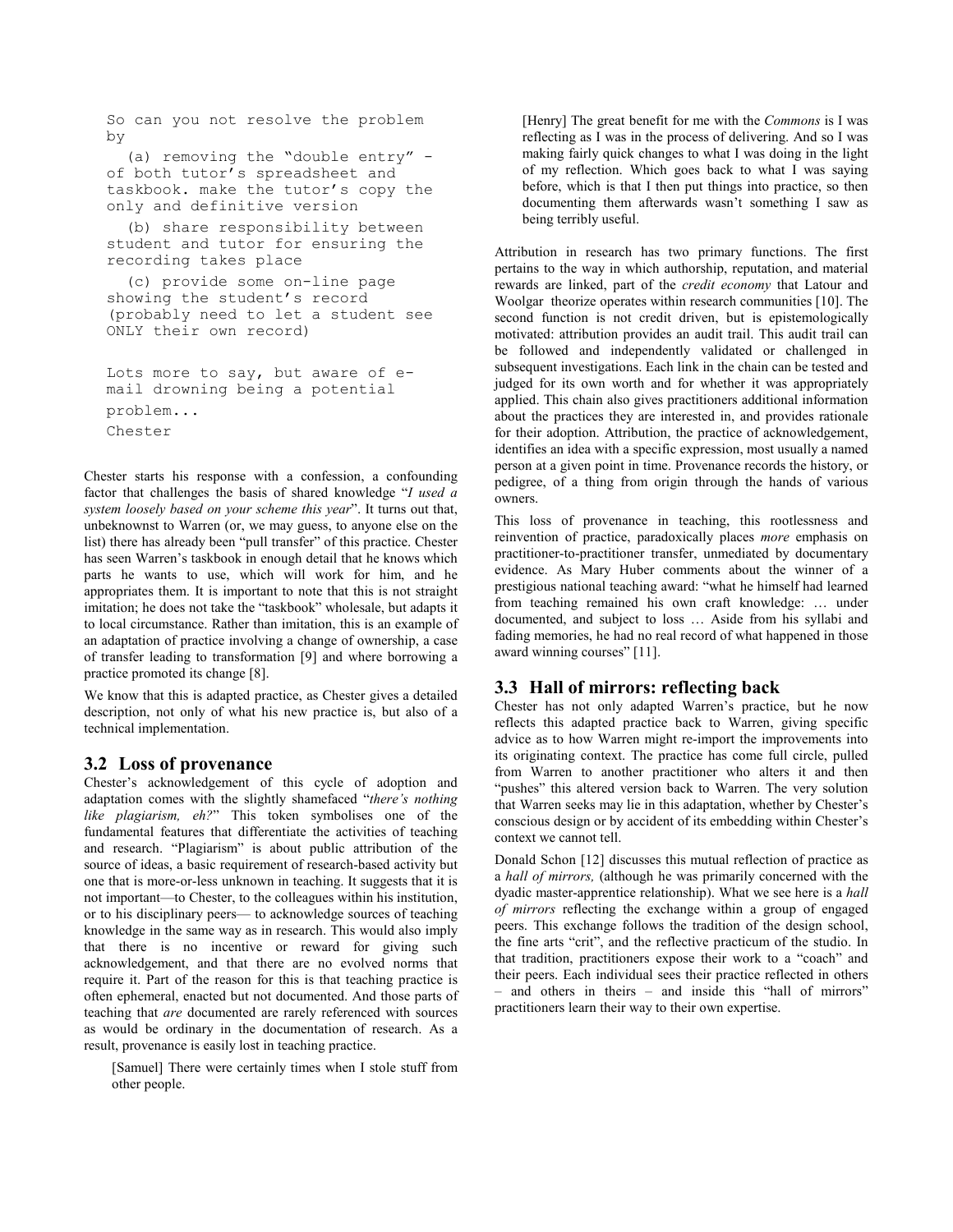```
So can you not resolve the problem
by

  (a) removing the "double entry" -
of both tutor's spreadsheet and
taskbook. make the tutor's copy the
only and definitive version

  (b) share responsibility between
student and tutor for ensuring the
recording takes place

  (c) provide some on-line page
showing the student's record
(probably need to let a student see
ONLY their own record)


Lots more to say, but aware of e-
mail drowning being a potential
problem...
Chester
```

Chester starts his response with a confession, a confounding factor that challenges the basis of shared knowledge "*I used a system loosely based on your scheme this year*". It turns out that, unbeknownst to Warren (or, we may guess, to anyone else on the list) there has already been "pull transfer" of this practice. Chester has seen Warren's taskbook in enough detail that he knows which parts he wants to use, which will work for him, and he appropriates them. It is important to note that this is not straight imitation; he does not take the "taskbook" wholesale, but adapts it to local circumstance. Rather than imitation, this is an example of an adaptation of practice involving a change of ownership, a case of transfer leading to transformation [9] and where borrowing a practice promoted its change [8].

We know that this is adapted practice, as Chester gives a detailed description, not only of what his new practice is, but also of a technical implementation.

### 3.2 Loss of provenance

Chester's acknowledgement of this cycle of adoption and adaptation comes with the slightly shamefaced "*there's nothing like plagiarism, eh?*" This token symbolises one of the fundamental features that differentiate the activities of teaching and research. "Plagiarism" is about public attribution of the source of ideas, a basic requirement of research-based activity but one that is more-or-less unknown in teaching. It suggests that it is not important—to Chester, to the colleagues within his institution, or to his disciplinary peers— to acknowledge sources of teaching knowledge in the same way as in research. This would also imply that there is no incentive or reward for giving such acknowledgement, and that there are no evolved norms that require it. Part of the reason for this is that teaching practice is often ephemeral, enacted but not documented. And those parts of teaching that *are* documented are rarely referenced with sources as would be ordinary in the documentation of research. As a result, provenance is easily lost in teaching practice.

> [Samuel] There were certainly times when I stole stuff from other people.

> [Henry] The great benefit for me with the *Commons* is I was reflecting as I was in the process of delivering. And so I was making fairly quick changes to what I was doing in the light of my reflection. Which goes back to what I was saying before, which is that I then put things into practice, so then documenting them afterwards wasn't something I saw as being terribly useful.

Attribution in research has two primary functions. The first pertains to the way in which authorship, reputation, and material rewards are linked, part of the *credit economy* that Latour and Woolgar theorize operates within research communities [10]. The second function is not credit driven, but is epistemologically motivated: attribution provides an audit trail. This audit trail can be followed and independently validated or challenged in subsequent investigations. Each link in the chain can be tested and judged for its own worth and for whether it was appropriately applied. This chain also gives practitioners additional information about the practices they are interested in, and provides rationale for their adoption. Attribution, the practice of acknowledgement, identifies an idea with a specific expression, most usually a named person at a given point in time. Provenance records the history, or pedigree, of a thing from origin through the hands of various owners.

This loss of provenance in teaching, this rootlessness and reinvention of practice, paradoxically places *more* emphasis on practitioner-to-practitioner transfer, unmediated by documentary evidence. As Mary Huber comments about the winner of a prestigious national teaching award: "what he himself had learned from teaching remained his own craft knowledge: … under documented, and subject to loss … Aside from his syllabi and fading memories, he had no real record of what happened in those award winning courses" [11].

### 3.3 Hall of mirrors: reflecting back

Chester has not only adapted Warren's practice, but he now reflects this adapted practice back to Warren, giving specific advice as to how Warren might re-import the improvements into its originating context. The practice has come full circle, pulled from Warren to another practitioner who alters it and then "pushes" this altered version back to Warren. The very solution that Warren seeks may lie in this adaptation, whether by Chester's conscious design or by accident of its embedding within Chester's context we cannot tell.

Donald Schon [12] discusses this mutual reflection of practice as a *hall of mirrors,* (although he was primarily concerned with the dyadic master-apprentice relationship). What we see here is a *hall of mirrors* reflecting the exchange within a group of engaged peers. This exchange follows the tradition of the design school, the fine arts "crit", and the reflective practicum of the studio. In that tradition, practitioners expose their work to a "coach" and their peers. Each individual sees their practice reflected in others – and others in theirs – and inside this "hall of mirrors" practitioners learn their way to their own expertise.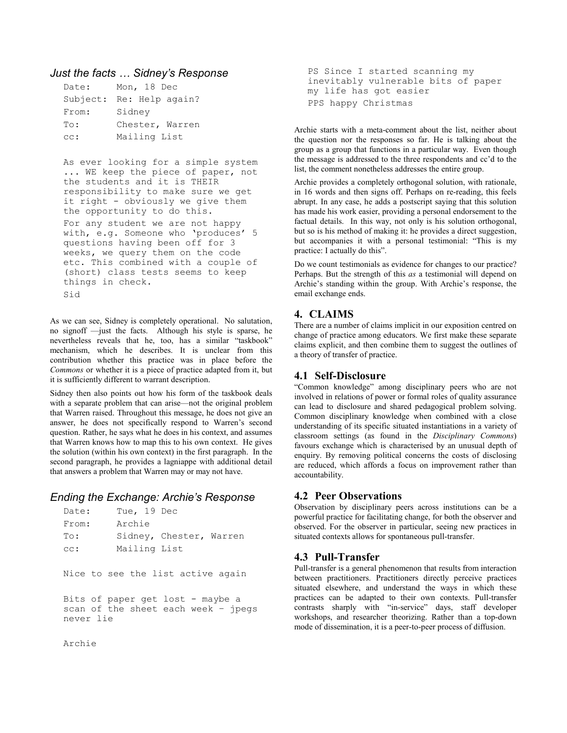### *Just the facts … Sidney's Response*

```
Date:     Mon, 18 Dec
Subject:  Re: Help again?
From:     Sidney
To:       Chester, Warren
cc:       Mailing List

As ever looking for a simple system
... WE keep the piece of paper, not
the students and it is THEIR
responsibility to make sure we get
it right - obviously we give them
the opportunity to do this.
For any student we are not happy
with, e.g. Someone who 'produces' 5
questions having been off for 3
weeks, we query them on the code
etc. This combined with a couple of
(short) class tests seems to keep
things in check.
Sid
```

As we can see, Sidney is completely operational. No salutation, no signoff —just the facts. Although his style is sparse, he nevertheless reveals that he, too, has a similar "taskbook" mechanism, which he describes. It is unclear from this contribution whether this practice was in place before the *Commons* or whether it is a piece of practice adapted from it, but it is sufficiently different to warrant description.

Sidney then also points out how his form of the taskbook deals with a separate problem that can arise—not the original problem that Warren raised. Throughout this message, he does not give an answer, he does not specifically respond to Warren's second question. Rather, he says what he does in his context, and assumes that Warren knows how to map this to his own context. He gives the solution (within his own context) in the first paragraph. In the second paragraph, he provides a lagniappe with additional detail that answers a problem that Warren may or may not have.

### *Ending the Exchange: Archie's Response*

```
Date:     Tue, 19 Dec
From:     Archie
To:       Sidney, Chester, Warren
cc:       Mailing List

Nice to see the list active again

Bits of paper get lost - maybe a
scan of the sheet each week – jpegs
never lie

Archie

PS Since I started scanning my
inevitably vulnerable bits of paper
my life has got easier
PPS happy Christmas
```

Archie starts with a meta-comment about the list, neither about the question nor the responses so far. He is talking about the group as a group that functions in a particular way. Even though the message is addressed to the three respondents and cc'd to the list, the comment nonetheless addresses the entire group.

Archie provides a completely orthogonal solution, with rationale, in 16 words and then signs off. Perhaps on re-reading, this feels abrupt. In any case, he adds a postscript saying that this solution has made his work easier, providing a personal endorsement to the factual details. In this way, not only is his solution orthogonal, but so is his method of making it: he provides a direct suggestion, but accompanies it with a personal testimonial: "This is my practice: I actually do this".

Do we count testimonials as evidence for changes to our practice? Perhaps. But the strength of this *as* a testimonial will depend on Archie's standing within the group. With Archie's response, the email exchange ends.

## 4. CLAIMS

There are a number of claims implicit in our exposition centred on change of practice among educators. We first make these separate claims explicit, and then combine them to suggest the outlines of a theory of transfer of practice.

### 4.1 Self-Disclosure

"Common knowledge" among disciplinary peers who are not involved in relations of power or formal roles of quality assurance can lead to disclosure and shared pedagogical problem solving. Common disciplinary knowledge when combined with a close understanding of its specific situated instantiations in a variety of classroom settings (as found in the *Disciplinary Commons*) favours exchange which is characterised by an unusual depth of enquiry. By removing political concerns the costs of disclosing are reduced, which affords a focus on improvement rather than accountability.

### 4.2 Peer Observations

Observation by disciplinary peers across institutions can be a powerful practice for facilitating change, for both the observer and observed. For the observer in particular, seeing new practices in situated contexts allows for spontaneous pull-transfer.

### 4.3 Pull-Transfer

Pull-transfer is a general phenomenon that results from interaction between practitioners. Practitioners directly perceive practices situated elsewhere, and understand the ways in which these practices can be adapted to their own contexts. Pull-transfer contrasts sharply with "in-service" days, staff developer workshops, and researcher theorizing. Rather than a top-down mode of dissemination, it is a peer-to-peer process of diffusion.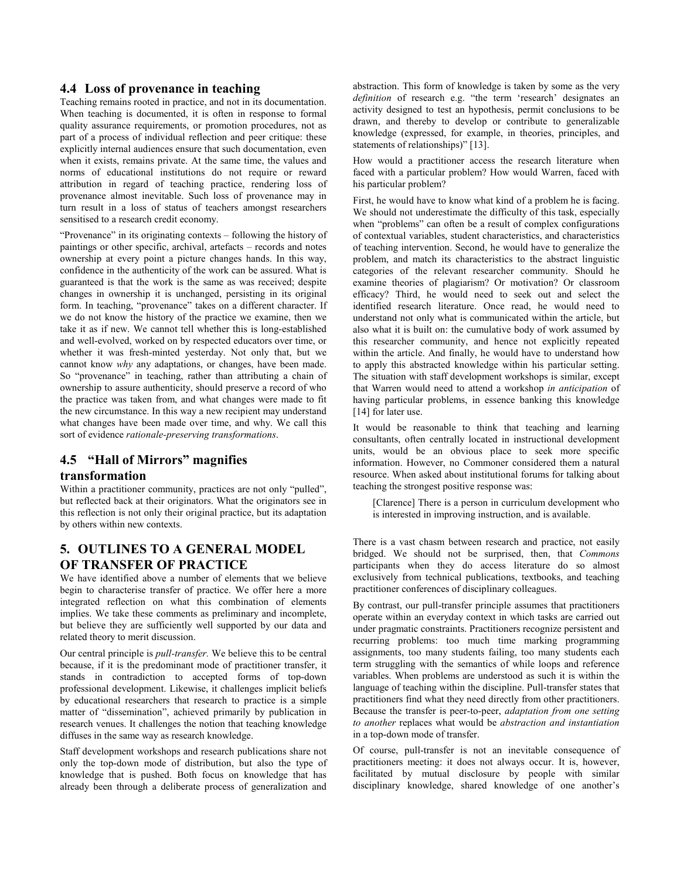### 4.4 Loss of provenance in teaching

Teaching remains rooted in practice, and not in its documentation. When teaching is documented, it is often in response to formal quality assurance requirements, or promotion procedures, not as part of a process of individual reflection and peer critique: these explicitly internal audiences ensure that such documentation, even when it exists, remains private. At the same time, the values and norms of educational institutions do not require or reward attribution in regard of teaching practice, rendering loss of provenance almost inevitable. Such loss of provenance may in turn result in a loss of status of teachers amongst researchers sensitised to a research credit economy.

"Provenance" in its originating contexts – following the history of paintings or other specific, archival, artefacts – records and notes ownership at every point a picture changes hands. In this way, confidence in the authenticity of the work can be assured. What is guaranteed is that the work is the same as was received; despite changes in ownership it is unchanged, persisting in its original form. In teaching, "provenance" takes on a different character. If we do not know the history of the practice we examine, then we take it as if new. We cannot tell whether this is long-established and well-evolved, worked on by respected educators over time, or whether it was fresh-minted yesterday. Not only that, but we cannot know *why* any adaptations, or changes, have been made. So "provenance" in teaching, rather than attributing a chain of ownership to assure authenticity, should preserve a record of who the practice was taken from, and what changes were made to fit the new circumstance. In this way a new recipient may understand what changes have been made over time, and why. We call this sort of evidence *rationale-preserving transformations*.

### 4.5 "Hall of Mirrors" magnifies transformation

Within a practitioner community, practices are not only "pulled", but reflected back at their originators. What the originators see in this reflection is not only their original practice, but its adaptation by others within new contexts.

## 5. OUTLINES TO A GENERAL MODEL OF TRANSFER OF PRACTICE

We have identified above a number of elements that we believe begin to characterise transfer of practice. We offer here a more integrated reflection on what this combination of elements implies. We take these comments as preliminary and incomplete, but believe they are sufficiently well supported by our data and related theory to merit discussion.

Our central principle is *pull-transfer.* We believe this to be central because, if it is the predominant mode of practitioner transfer, it stands in contradiction to accepted forms of top-down professional development. Likewise, it challenges implicit beliefs by educational researchers that research to practice is a simple matter of "dissemination", achieved primarily by publication in research venues. It challenges the notion that teaching knowledge diffuses in the same way as research knowledge.

Staff development workshops and research publications share not only the top-down mode of distribution, but also the type of knowledge that is pushed. Both focus on knowledge that has already been through a deliberate process of generalization and abstraction. This form of knowledge is taken by some as the very *definition* of research e.g. "the term 'research' designates an activity designed to test an hypothesis, permit conclusions to be drawn, and thereby to develop or contribute to generalizable knowledge (expressed, for example, in theories, principles, and statements of relationships)" [13].

How would a practitioner access the research literature when faced with a particular problem? How would Warren, faced with his particular problem?

First, he would have to know what kind of a problem he is facing. We should not underestimate the difficulty of this task, especially when "problems" can often be a result of complex configurations of contextual variables, student characteristics, and characteristics of teaching intervention. Second, he would have to generalize the problem, and match its characteristics to the abstract linguistic categories of the relevant researcher community. Should he examine theories of plagiarism? Or motivation? Or classroom efficacy? Third, he would need to seek out and select the identified research literature. Once read, he would need to understand not only what is communicated within the article, but also what it is built on: the cumulative body of work assumed by this researcher community, and hence not explicitly repeated within the article. And finally, he would have to understand how to apply this abstracted knowledge within his particular setting. The situation with staff development workshops is similar, except that Warren would need to attend a workshop *in anticipation* of having particular problems, in essence banking this knowledge [14] for later use.

It would be reasonable to think that teaching and learning consultants, often centrally located in instructional development units, would be an obvious place to seek more specific information. However, no Commoner considered them a natural resource. When asked about institutional forums for talking about teaching the strongest positive response was:

> [Clarence] There is a person in curriculum development who is interested in improving instruction, and is available.

There is a vast chasm between research and practice, not easily bridged. We should not be surprised, then, that *Commons* participants when they do access literature do so almost exclusively from technical publications, textbooks, and teaching practitioner conferences of disciplinary colleagues.

By contrast, our pull-transfer principle assumes that practitioners operate within an everyday context in which tasks are carried out under pragmatic constraints. Practitioners recognize persistent and recurring problems: too much time marking programming assignments, too many students failing, too many students each term struggling with the semantics of while loops and reference variables. When problems are understood as such it is within the language of teaching within the discipline. Pull-transfer states that practitioners find what they need directly from other practitioners. Because the transfer is peer-to-peer, *adaptation from one setting to another* replaces what would be *abstraction and instantiation* in a top-down mode of transfer.

Of course, pull-transfer is not an inevitable consequence of practitioners meeting: it does not always occur. It is, however, facilitated by mutual disclosure by people with similar disciplinary knowledge, shared knowledge of one another's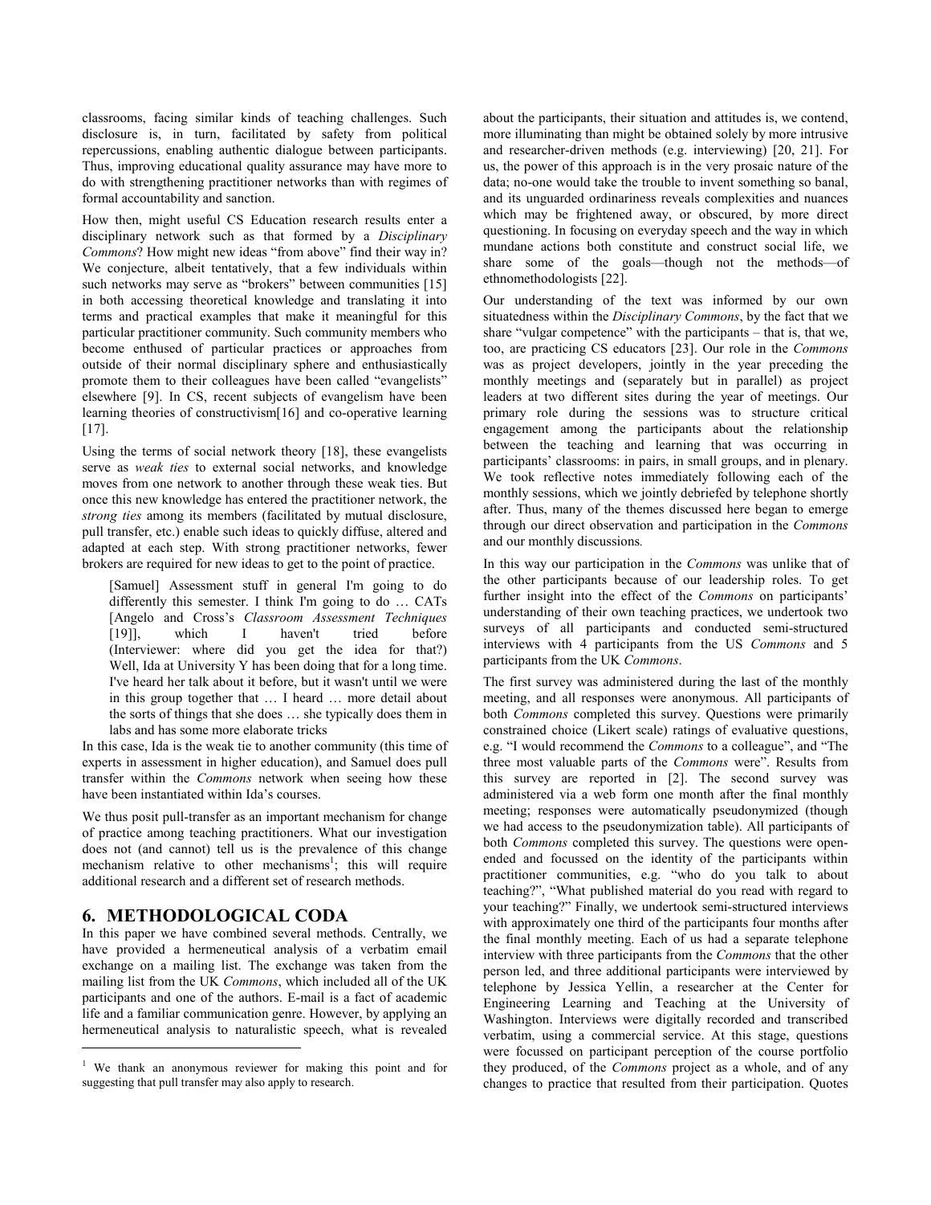classrooms, facing similar kinds of teaching challenges. Such disclosure is, in turn, facilitated by safety from political repercussions, enabling authentic dialogue between participants. Thus, improving educational quality assurance may have more to do with strengthening practitioner networks than with regimes of formal accountability and sanction.

How then, might useful CS Education research results enter a disciplinary network such as that formed by a *Disciplinary Commons*? How might new ideas "from above" find their way in? We conjecture, albeit tentatively, that a few individuals within such networks may serve as "brokers" between communities [15] in both accessing theoretical knowledge and translating it into terms and practical examples that make it meaningful for this particular practitioner community. Such community members who become enthused of particular practices or approaches from outside of their normal disciplinary sphere and enthusiastically promote them to their colleagues have been called "evangelists" elsewhere [9]. In CS, recent subjects of evangelism have been learning theories of constructivism[16] and co-operative learning [17].

Using the terms of social network theory [18], these evangelists serve as *weak ties* to external social networks, and knowledge moves from one network to another through these weak ties. But once this new knowledge has entered the practitioner network, the *strong ties* among its members (facilitated by mutual disclosure, pull transfer, etc.) enable such ideas to quickly diffuse, altered and adapted at each step. With strong practitioner networks, fewer brokers are required for new ideas to get to the point of practice.

> [Samuel] Assessment stuff in general I'm going to do differently this semester. I think I'm going to do … CATs [Angelo and Cross's *Classroom Assessment Techniques* [19]], which I haven't tried before (Interviewer: where did you get the idea for that?) Well, Ida at University Y has been doing that for a long time. I've heard her talk about it before, but it wasn't until we were in this group together that … I heard … more detail about the sorts of things that she does … she typically does them in labs and has some more elaborate tricks

In this case, Ida is the weak tie to another community (this time of experts in assessment in higher education), and Samuel does pull transfer within the *Commons* network when seeing how these have been instantiated within Ida's courses.

We thus posit pull-transfer as an important mechanism for change of practice among teaching practitioners. What our investigation does not (and cannot) tell us is the prevalence of this change mechanism relative to other mechanisms[1]; this will require additional research and a different set of research methods.

## 6. METHODOLOGICAL CODA

In this paper we have combined several methods. Centrally, we have provided a hermeneutical analysis of a verbatim email exchange on a mailing list. The exchange was taken from the mailing list from the UK *Commons*, which included all of the UK participants and one of the authors. E-mail is a fact of academic life and a familiar communication genre. However, by applying an hermeneutical analysis to naturalistic speech, what is revealed about the participants, their situation and attitudes is, we contend, more illuminating than might be obtained solely by more intrusive and researcher-driven methods (e.g. interviewing) [20, 21]. For us, the power of this approach is in the very prosaic nature of the data; no-one would take the trouble to invent something so banal, and its unguarded ordinariness reveals complexities and nuances which may be frightened away, or obscured, by more direct questioning. In focusing on everyday speech and the way in which mundane actions both constitute and construct social life, we share some of the goals—though not the methods—of ethnomethodologists [22].

Our understanding of the text was informed by our own situatedness within the *Disciplinary Commons*, by the fact that we share "vulgar competence" with the participants – that is, that we, too, are practicing CS educators [23]. Our role in the *Commons* was as project developers, jointly in the year preceding the monthly meetings and (separately but in parallel) as project leaders at two different sites during the year of meetings. Our primary role during the sessions was to structure critical engagement among the participants about the relationship between the teaching and learning that was occurring in participants' classrooms: in pairs, in small groups, and in plenary. We took reflective notes immediately following each of the monthly sessions, which we jointly debriefed by telephone shortly after. Thus, many of the themes discussed here began to emerge through our direct observation and participation in the *Commons* and our monthly discussions.

In this way our participation in the *Commons* was unlike that of the other participants because of our leadership roles. To get further insight into the effect of the *Commons* on participants' understanding of their own teaching practices, we undertook two surveys of all participants and conducted semi-structured interviews with 4 participants from the US *Commons* and 5 participants from the UK *Commons*.

The first survey was administered during the last of the monthly meeting, and all responses were anonymous. All participants of both *Commons* completed this survey. Questions were primarily constrained choice (Likert scale) ratings of evaluative questions, e.g. "I would recommend the *Commons* to a colleague", and "The three most valuable parts of the *Commons* were". Results from this survey are reported in [2]. The second survey was administered via a web form one month after the final monthly meeting; responses were automatically pseudonymized (though we had access to the pseudonymization table). All participants of both *Commons* completed this survey. The questions were open-ended and focussed on the identity of the participants within practitioner communities, e.g. "who do you talk to about teaching?", "What published material do you read with regard to your teaching?" Finally, we undertook semi-structured interviews with approximately one third of the participants four months after the final monthly meeting. Each of us had a separate telephone interview with three participants from the *Commons* that the other person led, and three additional participants were interviewed by telephone by Jessica Yellin, a researcher at the Center for Engineering Learning and Teaching at the University of Washington. Interviews were digitally recorded and transcribed verbatim, using a commercial service. At this stage, questions were focussed on participant perception of the course portfolio they produced, of the *Commons* project as a whole, and of any changes to practice that resulted from their participation. Quotes

---

[1] We thank an anonymous reviewer for making this point and for suggesting that pull transfer may also apply to research.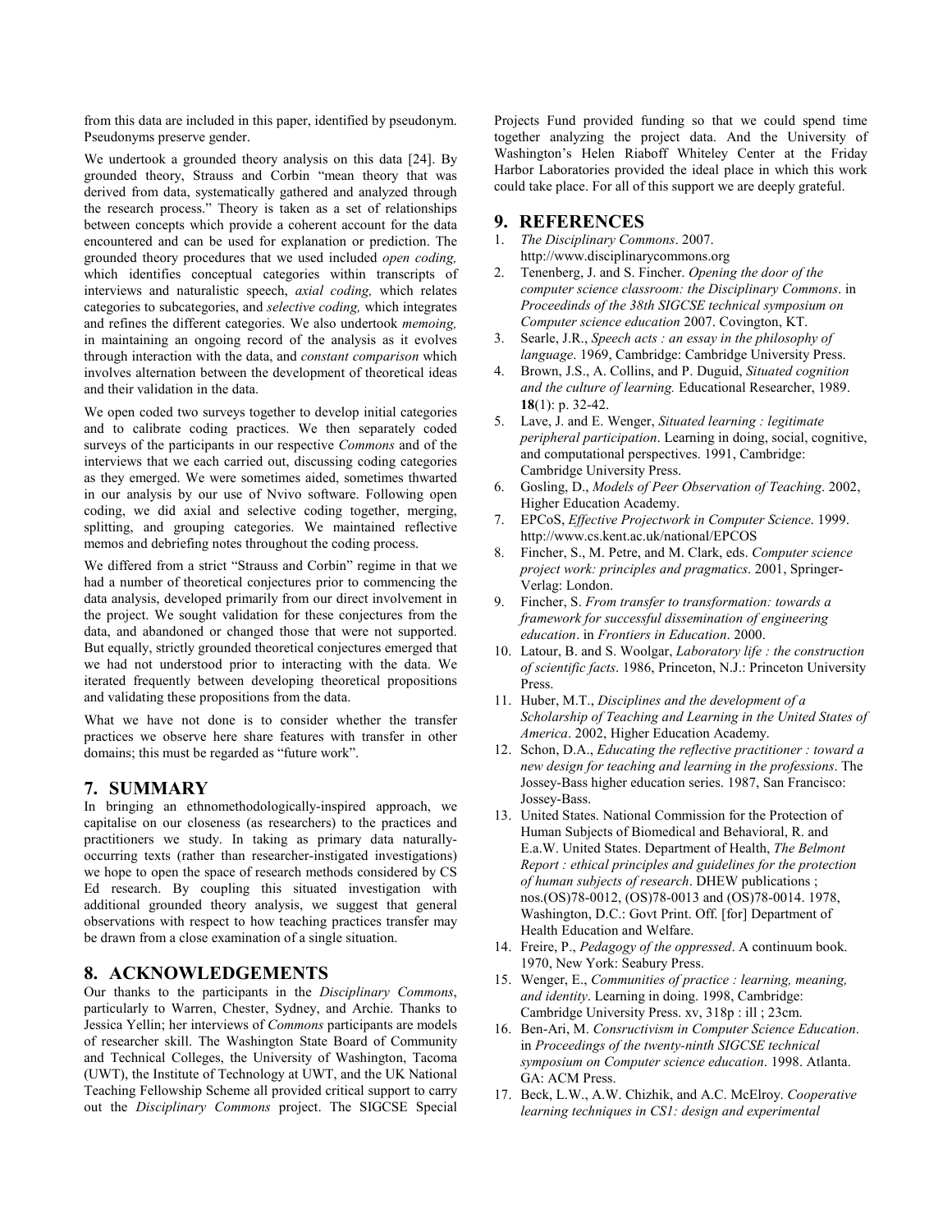from this data are included in this paper, identified by pseudonym. Pseudonyms preserve gender.

We undertook a grounded theory analysis on this data [24]. By grounded theory, Strauss and Corbin "mean theory that was derived from data, systematically gathered and analyzed through the research process." Theory is taken as a set of relationships between concepts which provide a coherent account for the data encountered and can be used for explanation or prediction. The grounded theory procedures that we used included *open coding,* which identifies conceptual categories within transcripts of interviews and naturalistic speech, *axial coding,* which relates categories to subcategories, and *selective coding,* which integrates and refines the different categories. We also undertook *memoing,* in maintaining an ongoing record of the analysis as it evolves through interaction with the data, and *constant comparison* which involves alternation between the development of theoretical ideas and their validation in the data.

We open coded two surveys together to develop initial categories and to calibrate coding practices. We then separately coded surveys of the participants in our respective *Commons* and of the interviews that we each carried out, discussing coding categories as they emerged. We were sometimes aided, sometimes thwarted in our analysis by our use of Nvivo software. Following open coding, we did axial and selective coding together, merging, splitting, and grouping categories. We maintained reflective memos and debriefing notes throughout the coding process.

We differed from a strict "Strauss and Corbin" regime in that we had a number of theoretical conjectures prior to commencing the data analysis, developed primarily from our direct involvement in the project. We sought validation for these conjectures from the data, and abandoned or changed those that were not supported. But equally, strictly grounded theoretical conjectures emerged that we had not understood prior to interacting with the data. We iterated frequently between developing theoretical propositions and validating these propositions from the data.

What we have not done is to consider whether the transfer practices we observe here share features with transfer in other domains; this must be regarded as "future work".

## 7. SUMMARY

In bringing an ethnomethodologically-inspired approach, we capitalise on our closeness (as researchers) to the practices and practitioners we study. In taking as primary data naturally-occurring texts (rather than researcher-instigated investigations) we hope to open the space of research methods considered by CS Ed research. By coupling this situated investigation with additional grounded theory analysis, we suggest that general observations with respect to how teaching practices transfer may be drawn from a close examination of a single situation.

## 8. ACKNOWLEDGEMENTS

Our thanks to the participants in the *Disciplinary Commons*, particularly to Warren, Chester, Sydney, and Archie. Thanks to Jessica Yellin; her interviews of *Commons* participants are models of researcher skill. The Washington State Board of Community and Technical Colleges, the University of Washington, Tacoma (UWT), the Institute of Technology at UWT, and the UK National Teaching Fellowship Scheme all provided critical support to carry out the *Disciplinary Commons* project. The SIGCSE Special Projects Fund provided funding so that we could spend time together analyzing the project data. And the University of Washington's Helen Riaboff Whiteley Center at the Friday Harbor Laboratories provided the ideal place in which this work could take place. For all of this support we are deeply grateful.

## 9. REFERENCES

1. *The Disciplinary Commons*. 2007. http://www.disciplinarycommons.org
2. Tenenberg, J. and S. Fincher. *Opening the door of the computer science classroom: the Disciplinary Commons*. in *Proceedinds of the 38th SIGCSE technical symposium on Computer science education* 2007. Covington, KT.
3. Searle, J.R., *Speech acts : an essay in the philosophy of language*. 1969, Cambridge: Cambridge University Press.
4. Brown, J.S., A. Collins, and P. Duguid, *Situated cognition and the culture of learning.* Educational Researcher, 1989. **18**(1): p. 32-42.
5. Lave, J. and E. Wenger, *Situated learning : legitimate peripheral participation*. Learning in doing, social, cognitive, and computational perspectives. 1991, Cambridge: Cambridge University Press.
6. Gosling, D., *Models of Peer Observation of Teaching*. 2002, Higher Education Academy.
7. EPCoS, *Effective Projectwork in Computer Science*. 1999. http://www.cs.kent.ac.uk/national/EPCOS
8. Fincher, S., M. Petre, and M. Clark, eds. *Computer science project work: principles and pragmatics*. 2001, Springer-Verlag: London.
9. Fincher, S. *From transfer to transformation: towards a framework for successful dissemination of engineering education*. in *Frontiers in Education*. 2000.
10. Latour, B. and S. Woolgar, *Laboratory life : the construction of scientific facts*. 1986, Princeton, N.J.: Princeton University Press.
11. Huber, M.T., *Disciplines and the development of a Scholarship of Teaching and Learning in the United States of America*. 2002, Higher Education Academy.
12. Schon, D.A., *Educating the reflective practitioner : toward a new design for teaching and learning in the professions*. The Jossey-Bass higher education series. 1987, San Francisco: Jossey-Bass.
13. United States. National Commission for the Protection of Human Subjects of Biomedical and Behavioral, R. and E.a.W. United States. Department of Health, *The Belmont Report : ethical principles and guidelines for the protection of human subjects of research*. DHEW publications ; nos.(OS)78-0012, (OS)78-0013 and (OS)78-0014. 1978, Washington, D.C.: Govt Print. Off. [for] Department of Health Education and Welfare.
14. Freire, P., *Pedagogy of the oppressed*. A continuum book. 1970, New York: Seabury Press.
15. Wenger, E., *Communities of practice : learning, meaning, and identity*. Learning in doing. 1998, Cambridge: Cambridge University Press. xv, 318p : ill ; 23cm.
16. Ben-Ari, M. *Consructivism in Computer Science Education*. in *Proceedings of the twenty-ninth SIGCSE technical symposium on Computer science education*. 1998. Atlanta. GA: ACM Press.
17. Beck, L.W., A.W. Chizhik, and A.C. McElroy. *Cooperative learning techniques in CS1: design and experimental*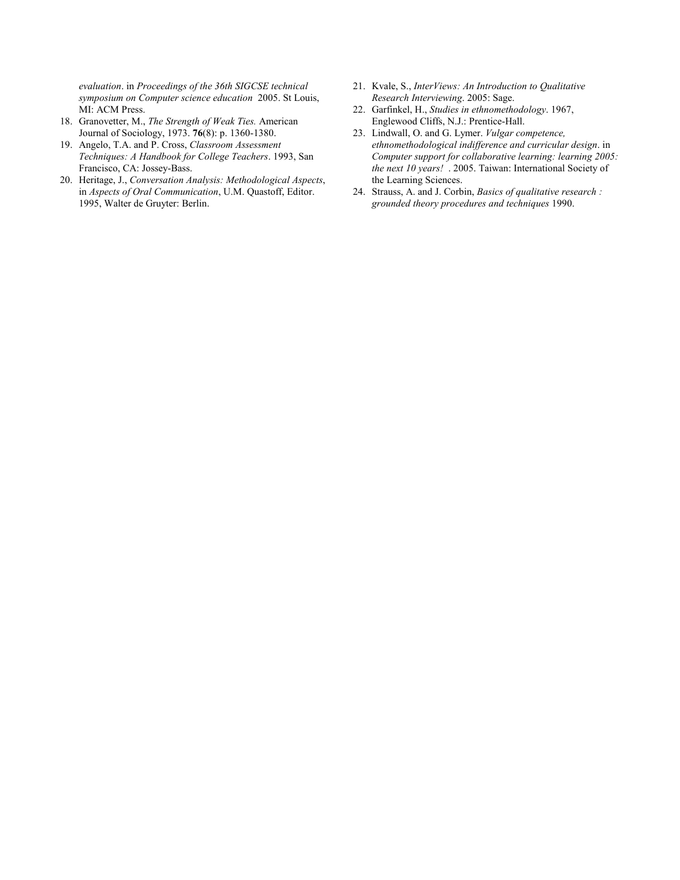*evaluation*. in *Proceedings of the 36th SIGCSE technical symposium on Computer science education* 2005. St Louis, MI: ACM Press.

18. Granovetter, M., *The Strength of Weak Ties.* American Journal of Sociology, 1973. **76**(8): p. 1360-1380.
19. Angelo, T.A. and P. Cross, *Classroom Assessment Techniques: A Handbook for College Teachers*. 1993, San Francisco, CA: Jossey-Bass.
20. Heritage, J., *Conversation Analysis: Methodological Aspects*, in *Aspects of Oral Communication*, U.M. Quastoff, Editor. 1995, Walter de Gruyter: Berlin.
21. Kvale, S., *InterViews: An Introduction to Qualitative Research Interviewing*. 2005: Sage.
22. Garfinkel, H., *Studies in ethnomethodology*. 1967, Englewood Cliffs, N.J.: Prentice-Hall.
23. Lindwall, O. and G. Lymer. *Vulgar competence, ethnomethodological indifference and curricular design*. in *Computer support for collaborative learning: learning 2005: the next 10 years!* . 2005. Taiwan: International Society of the Learning Sciences.
24. Strauss, A. and J. Corbin, *Basics of qualitative research : grounded theory procedures and techniques* 1990.